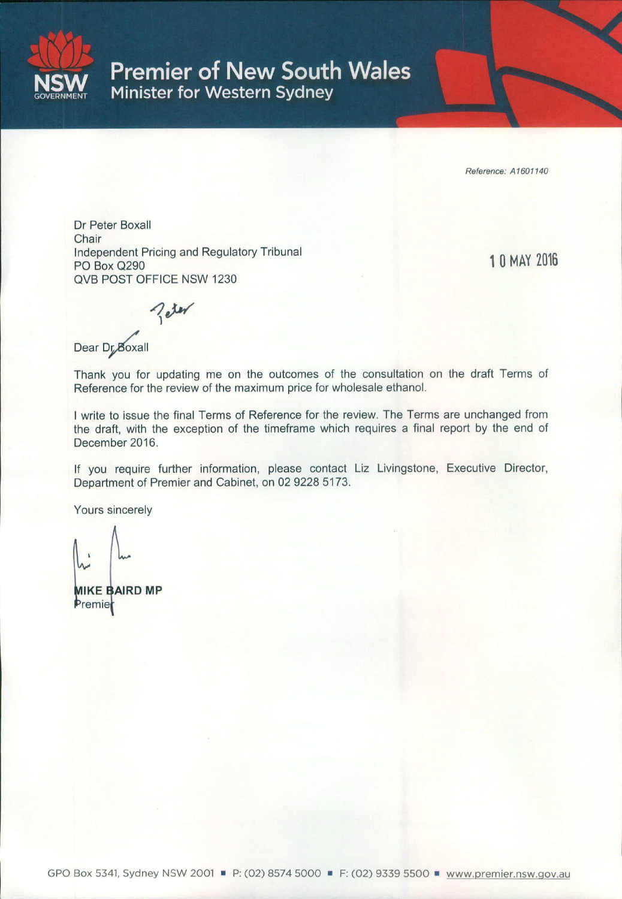# Premier of New South Wales

## Minister for Western Sydney

*Reference: A1601140*

Dr Peter Boxall
Chair
Independent Pricing and Regulatory Tribunal
PO Box Q290
QVB POST OFFICE NSW 1230

10 MAY 2016

Dear Dr Boxall Peter

Thank you for updating me on the outcomes of the consultation on the draft Terms of Reference for the review of the maximum price for wholesale ethanol.

I write to issue the final Terms of Reference for the review. The Terms are unchanged from the draft, with the exception of the timeframe which requires a final report by the end of December 2016.

If you require further information, please contact Liz Livingstone, Executive Director, Department of Premier and Cabinet, on 02 9228 5173.

Yours sincerely

**MIKE BAIRD MP**
Premier

GPO Box 5341, Sydney NSW 2001 ▪ P: (02) 8574 5000 ▪ F: (02) 9339 5500 ▪ www.premier.nsw.gov.au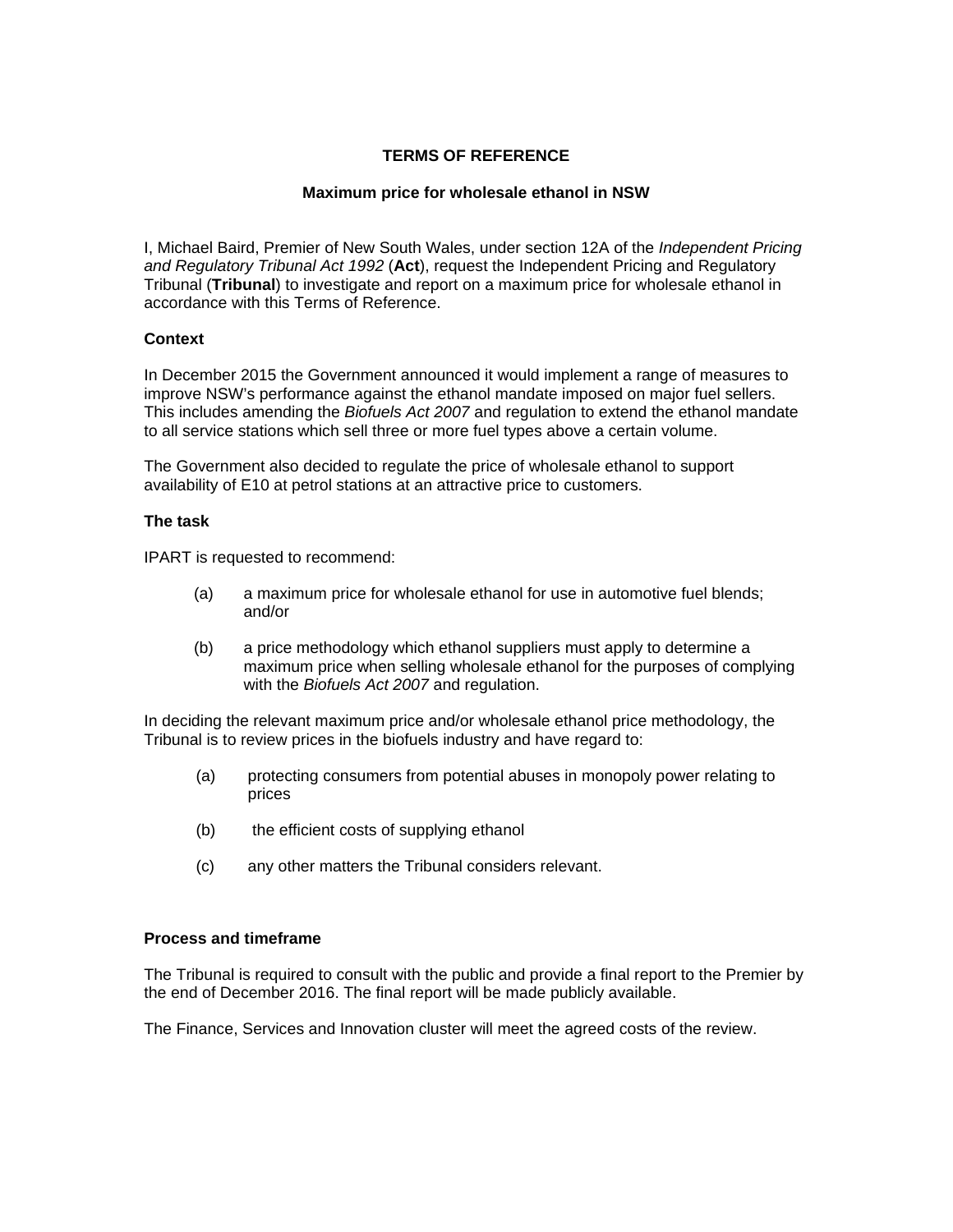# TERMS OF REFERENCE

## Maximum price for wholesale ethanol in NSW

I, Michael Baird, Premier of New South Wales, under section 12A of the *Independent Pricing and Regulatory Tribunal Act 1992* (**Act**), request the Independent Pricing and Regulatory Tribunal (**Tribunal**) to investigate and report on a maximum price for wholesale ethanol in accordance with this Terms of Reference.

### Context

In December 2015 the Government announced it would implement a range of measures to improve NSW's performance against the ethanol mandate imposed on major fuel sellers. This includes amending the *Biofuels Act 2007* and regulation to extend the ethanol mandate to all service stations which sell three or more fuel types above a certain volume.

The Government also decided to regulate the price of wholesale ethanol to support availability of E10 at petrol stations at an attractive price to customers.

### The task

IPART is requested to recommend:

(a) a maximum price for wholesale ethanol for use in automotive fuel blends; and/or

(b) a price methodology which ethanol suppliers must apply to determine a maximum price when selling wholesale ethanol for the purposes of complying with the *Biofuels Act 2007* and regulation.

In deciding the relevant maximum price and/or wholesale ethanol price methodology, the Tribunal is to review prices in the biofuels industry and have regard to:

(a) protecting consumers from potential abuses in monopoly power relating to prices

(b) the efficient costs of supplying ethanol

(c) any other matters the Tribunal considers relevant.

### Process and timeframe

The Tribunal is required to consult with the public and provide a final report to the Premier by the end of December 2016. The final report will be made publicly available.

The Finance, Services and Innovation cluster will meet the agreed costs of the review.